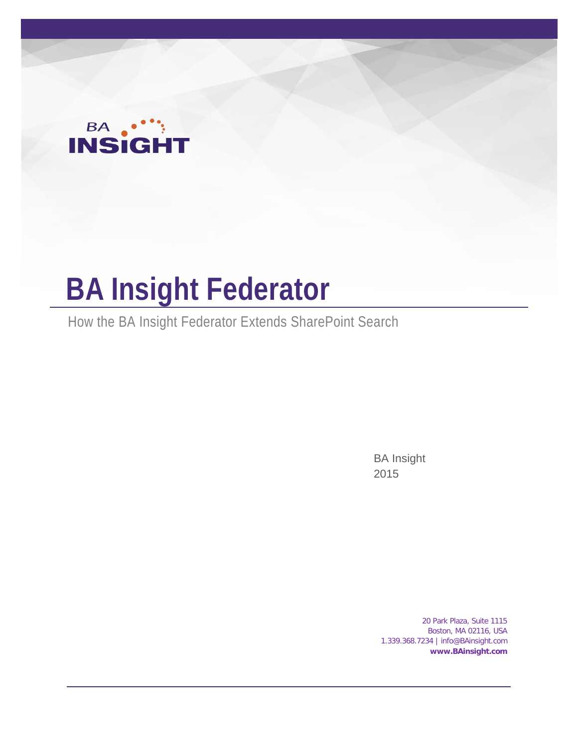BA INSIGHT

# BA Insight Federator

How the BA Insight Federator Extends SharePoint Search

BA Insight
2015

20 Park Plaza, Suite 1115
Boston, MA 02116, USA
1.339.368.7234 | info@BAinsight.com
**www.BAinsight.com**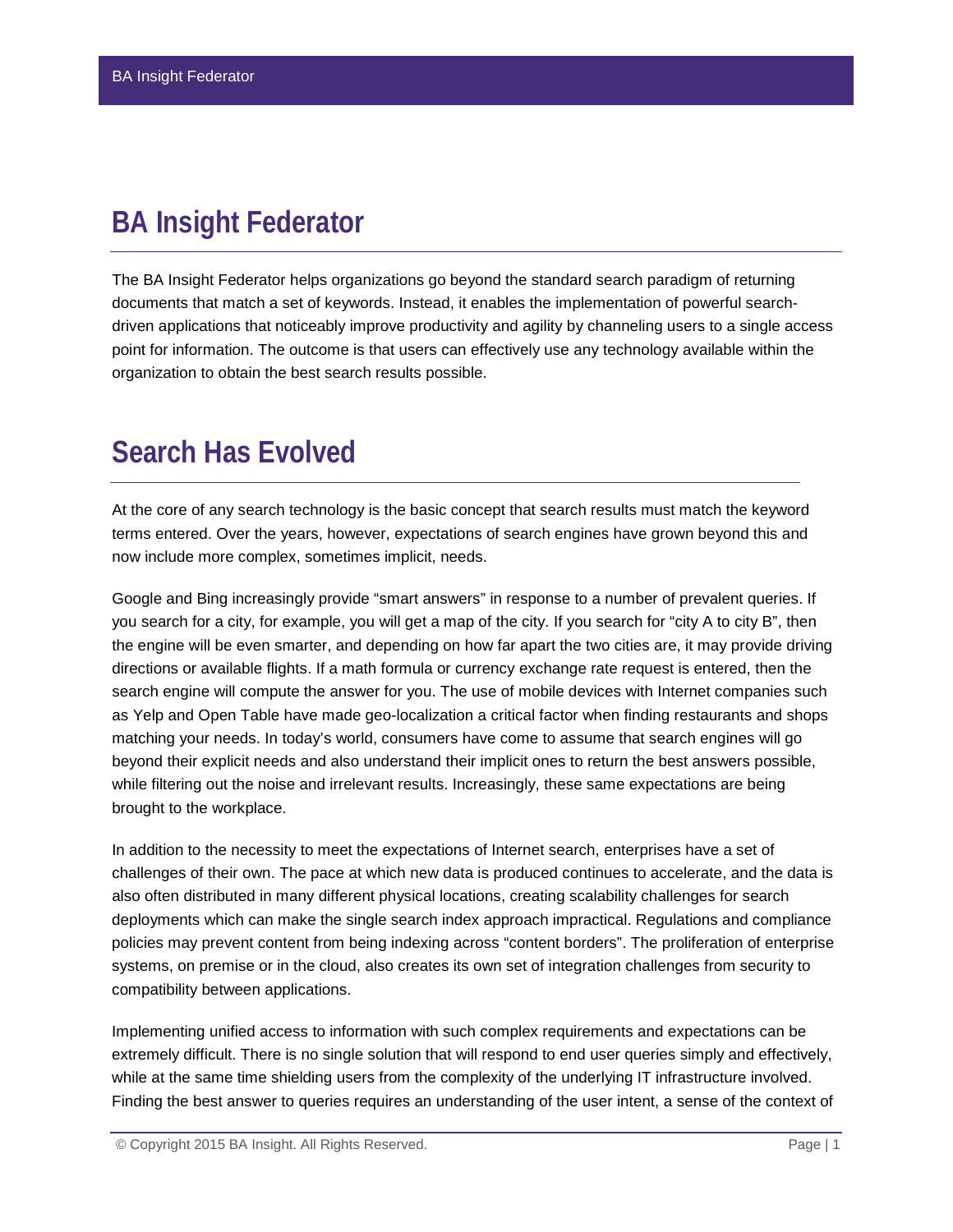# BA Insight Federator

The BA Insight Federator helps organizations go beyond the standard search paradigm of returning documents that match a set of keywords. Instead, it enables the implementation of powerful search-driven applications that noticeably improve productivity and agility by channeling users to a single access point for information. The outcome is that users can effectively use any technology available within the organization to obtain the best search results possible.

# Search Has Evolved

At the core of any search technology is the basic concept that search results must match the keyword terms entered. Over the years, however, expectations of search engines have grown beyond this and now include more complex, sometimes implicit, needs.

Google and Bing increasingly provide "smart answers" in response to a number of prevalent queries. If you search for a city, for example, you will get a map of the city. If you search for "city A to city B", then the engine will be even smarter, and depending on how far apart the two cities are, it may provide driving directions or available flights. If a math formula or currency exchange rate request is entered, then the search engine will compute the answer for you. The use of mobile devices with Internet companies such as Yelp and Open Table have made geo-localization a critical factor when finding restaurants and shops matching your needs. In today's world, consumers have come to assume that search engines will go beyond their explicit needs and also understand their implicit ones to return the best answers possible, while filtering out the noise and irrelevant results. Increasingly, these same expectations are being brought to the workplace.

In addition to the necessity to meet the expectations of Internet search, enterprises have a set of challenges of their own. The pace at which new data is produced continues to accelerate, and the data is also often distributed in many different physical locations, creating scalability challenges for search deployments which can make the single search index approach impractical. Regulations and compliance policies may prevent content from being indexing across "content borders". The proliferation of enterprise systems, on premise or in the cloud, also creates its own set of integration challenges from security to compatibility between applications.

Implementing unified access to information with such complex requirements and expectations can be extremely difficult. There is no single solution that will respond to end user queries simply and effectively, while at the same time shielding users from the complexity of the underlying IT infrastructure involved. Finding the best answer to queries requires an understanding of the user intent, a sense of the context of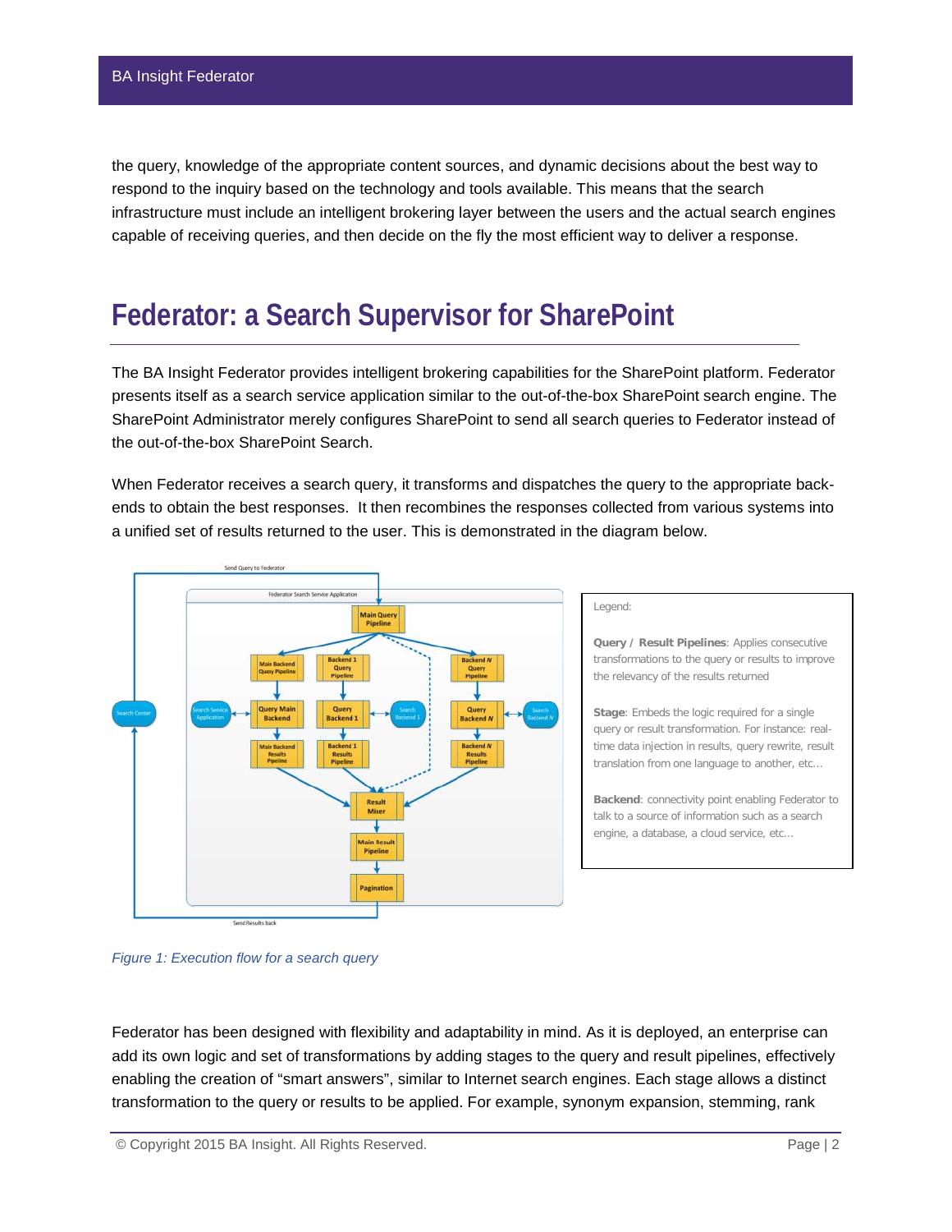the query, knowledge of the appropriate content sources, and dynamic decisions about the best way to respond to the inquiry based on the technology and tools available. This means that the search infrastructure must include an intelligent brokering layer between the users and the actual search engines capable of receiving queries, and then decide on the fly the most efficient way to deliver a response.

# Federator: a Search Supervisor for SharePoint

The BA Insight Federator provides intelligent brokering capabilities for the SharePoint platform. Federator presents itself as a search service application similar to the out-of-the-box SharePoint search engine. The SharePoint Administrator merely configures SharePoint to send all search queries to Federator instead of the out-of-the-box SharePoint Search.

When Federator receives a search query, it transforms and dispatches the query to the appropriate back-ends to obtain the best responses. It then recombines the responses collected from various systems into a unified set of results returned to the user. This is demonstrated in the diagram below.

Legend:

**Query / Result Pipelines**: Applies consecutive transformations to the query or results to improve the relevancy of the results returned

**Stage**: Embeds the logic required for a single query or result transformation. For instance: real-time data injection in results, query rewrite, result translation from one language to another, etc…

**Backend**: connectivity point enabling Federator to talk to a source of information such as a search engine, a database, a cloud service, etc…

*Figure 1: Execution flow for a search query*

Federator has been designed with flexibility and adaptability in mind. As it is deployed, an enterprise can add its own logic and set of transformations by adding stages to the query and result pipelines, effectively enabling the creation of “smart answers”, similar to Internet search engines. Each stage allows a distinct transformation to the query or results to be applied. For example, synonym expansion, stemming, rank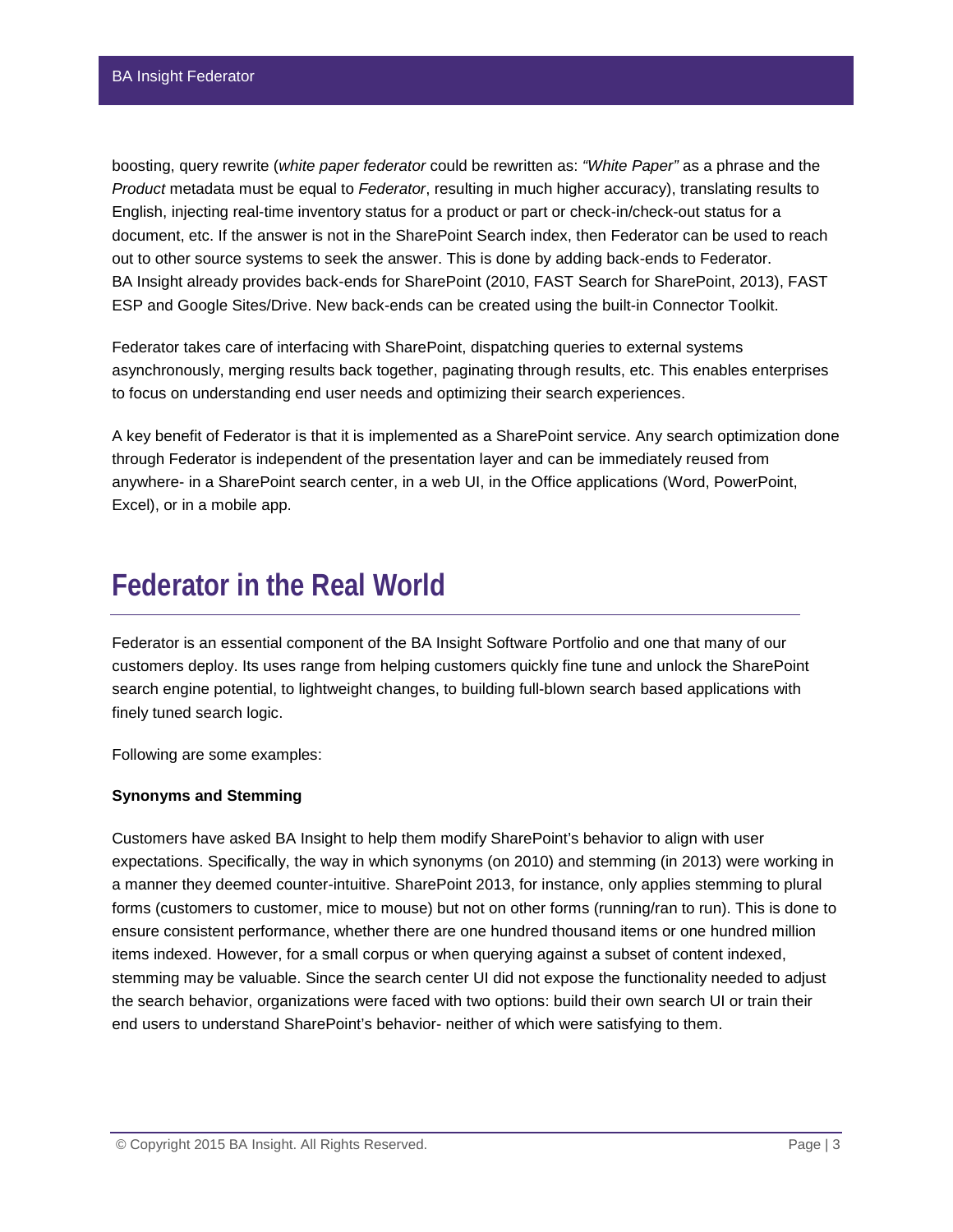boosting, query rewrite (*white paper federator* could be rewritten as: *"White Paper"* as a phrase and the *Product* metadata must be equal to *Federator*, resulting in much higher accuracy), translating results to English, injecting real-time inventory status for a product or part or check-in/check-out status for a document, etc. If the answer is not in the SharePoint Search index, then Federator can be used to reach out to other source systems to seek the answer. This is done by adding back-ends to Federator. BA Insight already provides back-ends for SharePoint (2010, FAST Search for SharePoint, 2013), FAST ESP and Google Sites/Drive. New back-ends can be created using the built-in Connector Toolkit.

Federator takes care of interfacing with SharePoint, dispatching queries to external systems asynchronously, merging results back together, paginating through results, etc. This enables enterprises to focus on understanding end user needs and optimizing their search experiences.

A key benefit of Federator is that it is implemented as a SharePoint service. Any search optimization done through Federator is independent of the presentation layer and can be immediately reused from anywhere- in a SharePoint search center, in a web UI, in the Office applications (Word, PowerPoint, Excel), or in a mobile app.

# Federator in the Real World

Federator is an essential component of the BA Insight Software Portfolio and one that many of our customers deploy. Its uses range from helping customers quickly fine tune and unlock the SharePoint search engine potential, to lightweight changes, to building full-blown search based applications with finely tuned search logic.

Following are some examples:

**Synonyms and Stemming**

Customers have asked BA Insight to help them modify SharePoint's behavior to align with user expectations. Specifically, the way in which synonyms (on 2010) and stemming (in 2013) were working in a manner they deemed counter-intuitive. SharePoint 2013, for instance, only applies stemming to plural forms (customers to customer, mice to mouse) but not on other forms (running/ran to run). This is done to ensure consistent performance, whether there are one hundred thousand items or one hundred million items indexed. However, for a small corpus or when querying against a subset of content indexed, stemming may be valuable. Since the search center UI did not expose the functionality needed to adjust the search behavior, organizations were faced with two options: build their own search UI or train their end users to understand SharePoint's behavior- neither of which were satisfying to them.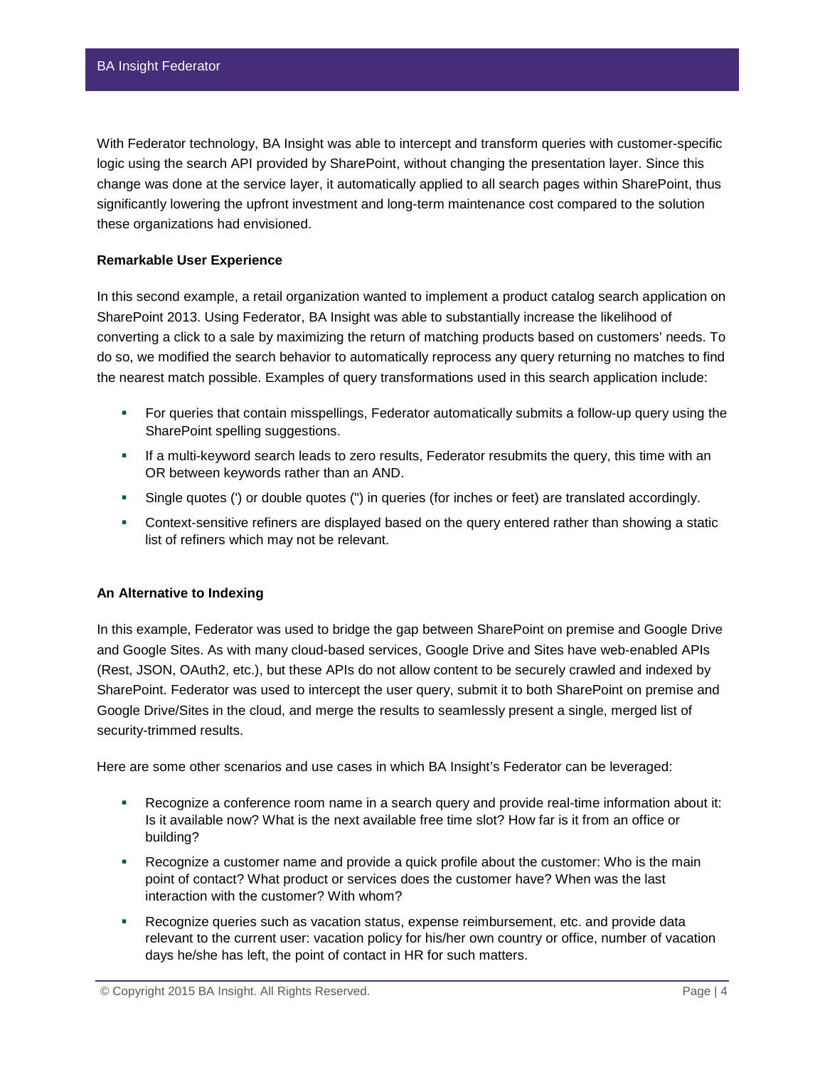With Federator technology, BA Insight was able to intercept and transform queries with customer-specific logic using the search API provided by SharePoint, without changing the presentation layer. Since this change was done at the service layer, it automatically applied to all search pages within SharePoint, thus significantly lowering the upfront investment and long-term maintenance cost compared to the solution these organizations had envisioned.

**Remarkable User Experience**

In this second example, a retail organization wanted to implement a product catalog search application on SharePoint 2013. Using Federator, BA Insight was able to substantially increase the likelihood of converting a click to a sale by maximizing the return of matching products based on customers' needs. To do so, we modified the search behavior to automatically reprocess any query returning no matches to find the nearest match possible. Examples of query transformations used in this search application include:

- For queries that contain misspellings, Federator automatically submits a follow-up query using the SharePoint spelling suggestions.
- If a multi-keyword search leads to zero results, Federator resubmits the query, this time with an OR between keywords rather than an AND.
- Single quotes (') or double quotes (") in queries (for inches or feet) are translated accordingly.
- Context-sensitive refiners are displayed based on the query entered rather than showing a static list of refiners which may not be relevant.

**An Alternative to Indexing**

In this example, Federator was used to bridge the gap between SharePoint on premise and Google Drive and Google Sites. As with many cloud-based services, Google Drive and Sites have web-enabled APIs (Rest, JSON, OAuth2, etc.), but these APIs do not allow content to be securely crawled and indexed by SharePoint. Federator was used to intercept the user query, submit it to both SharePoint on premise and Google Drive/Sites in the cloud, and merge the results to seamlessly present a single, merged list of security-trimmed results.

Here are some other scenarios and use cases in which BA Insight's Federator can be leveraged:

- Recognize a conference room name in a search query and provide real-time information about it: Is it available now? What is the next available free time slot? How far is it from an office or building?
- Recognize a customer name and provide a quick profile about the customer: Who is the main point of contact? What product or services does the customer have? When was the last interaction with the customer? With whom?
- Recognize queries such as vacation status, expense reimbursement, etc. and provide data relevant to the current user: vacation policy for his/her own country or office, number of vacation days he/she has left, the point of contact in HR for such matters.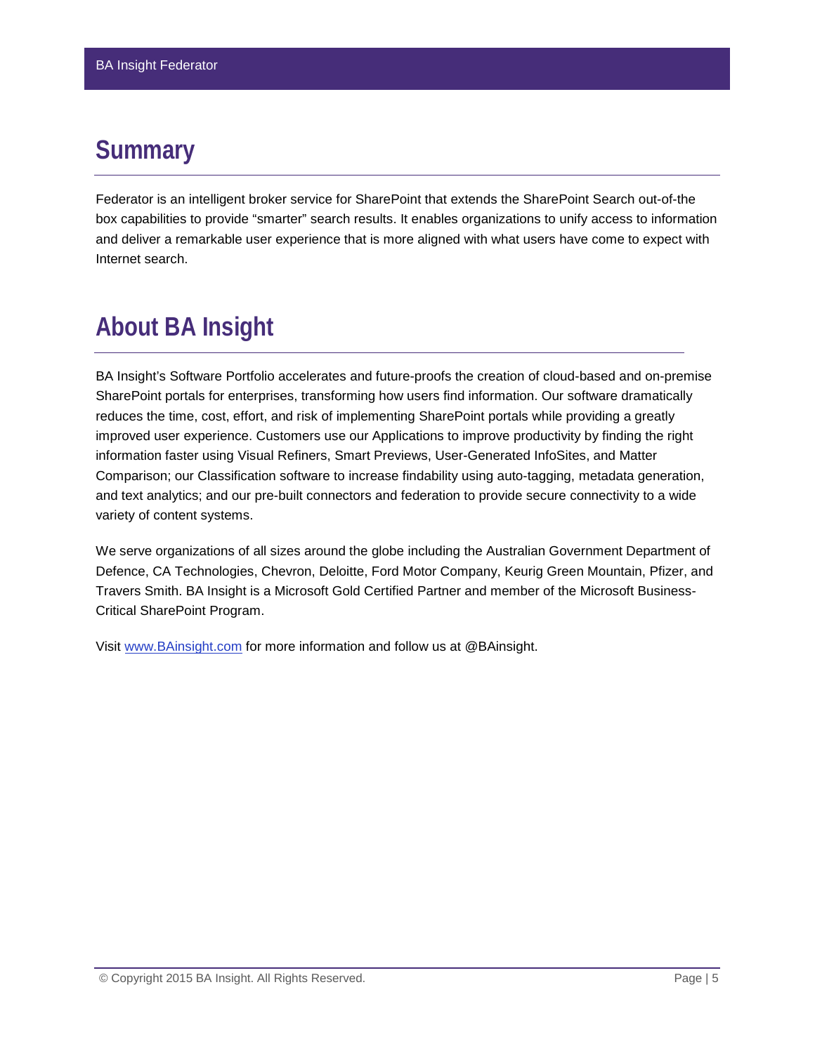## Summary

Federator is an intelligent broker service for SharePoint that extends the SharePoint Search out-of-the box capabilities to provide "smarter" search results. It enables organizations to unify access to information and deliver a remarkable user experience that is more aligned with what users have come to expect with Internet search.

## About BA Insight

BA Insight's Software Portfolio accelerates and future-proofs the creation of cloud-based and on-premise SharePoint portals for enterprises, transforming how users find information. Our software dramatically reduces the time, cost, effort, and risk of implementing SharePoint portals while providing a greatly improved user experience. Customers use our Applications to improve productivity by finding the right information faster using Visual Refiners, Smart Previews, User-Generated InfoSites, and Matter Comparison; our Classification software to increase findability using auto-tagging, metadata generation, and text analytics; and our pre-built connectors and federation to provide secure connectivity to a wide variety of content systems.

We serve organizations of all sizes around the globe including the Australian Government Department of Defence, CA Technologies, Chevron, Deloitte, Ford Motor Company, Keurig Green Mountain, Pfizer, and Travers Smith. BA Insight is a Microsoft Gold Certified Partner and member of the Microsoft Business-Critical SharePoint Program.

Visit [www.BAinsight.com](http://www.BAinsight.com) for more information and follow us at @BAinsight.